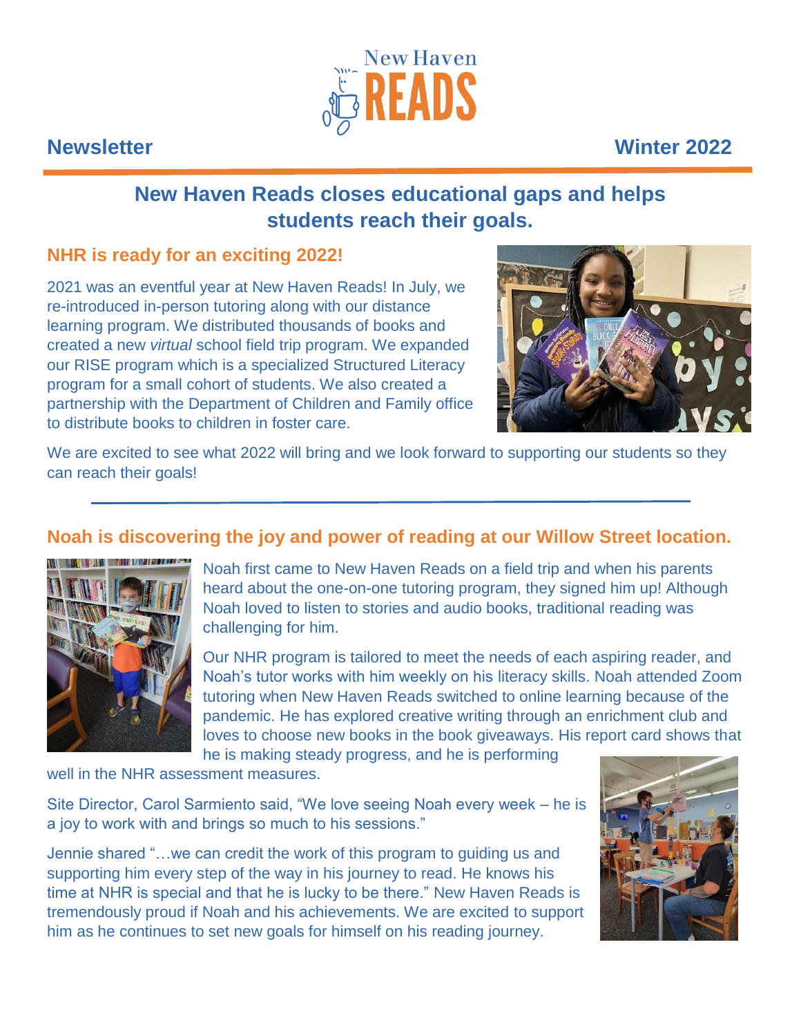New Haven READS

**Newsletter** **Winter 2022**

## New Haven Reads closes educational gaps and helps students reach their goals.

### NHR is ready for an exciting 2022!

2021 was an eventful year at New Haven Reads! In July, we re-introduced in-person tutoring along with our distance learning program. We distributed thousands of books and created a new *virtual* school field trip program. We expanded our RISE program which is a specialized Structured Literacy program for a small cohort of students. We also created a partnership with the Department of Children and Family office to distribute books to children in foster care.

We are excited to see what 2022 will bring and we look forward to supporting our students so they can reach their goals!

---

### Noah is discovering the joy and power of reading at our Willow Street location.

Noah first came to New Haven Reads on a field trip and when his parents heard about the one-on-one tutoring program, they signed him up! Although Noah loved to listen to stories and audio books, traditional reading was challenging for him.

Our NHR program is tailored to meet the needs of each aspiring reader, and Noah's tutor works with him weekly on his literacy skills. Noah attended Zoom tutoring when New Haven Reads switched to online learning because of the pandemic. He has explored creative writing through an enrichment club and loves to choose new books in the book giveaways. His report card shows that he is making steady progress, and he is performing well in the NHR assessment measures.

Site Director, Carol Sarmiento said, "We love seeing Noah every week – he is a joy to work with and brings so much to his sessions."

Jennie shared "…we can credit the work of this program to guiding us and supporting him every step of the way in his journey to read. He knows his time at NHR is special and that he is lucky to be there." New Haven Reads is tremendously proud if Noah and his achievements. We are excited to support him as he continues to set new goals for himself on his reading journey.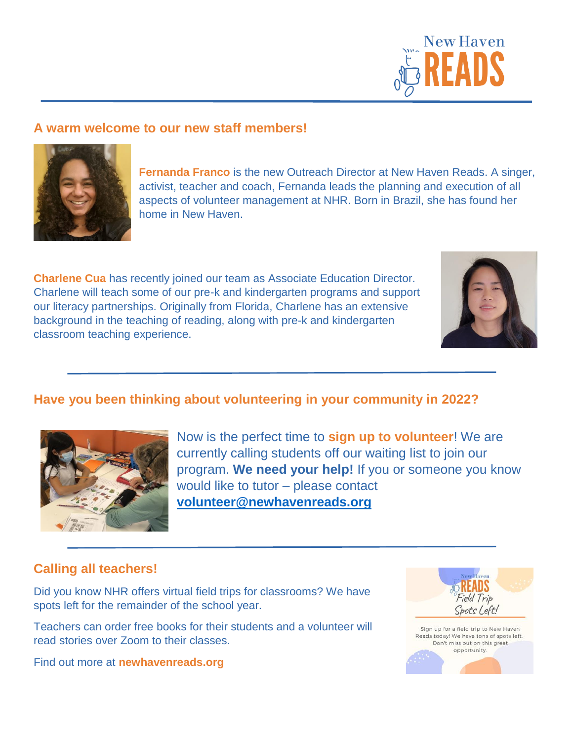## A warm welcome to our new staff members!

**Fernanda Franco** is the new Outreach Director at New Haven Reads. A singer, activist, teacher and coach, Fernanda leads the planning and execution of all aspects of volunteer management at NHR. Born in Brazil, she has found her home in New Haven.

**Charlene Cua** has recently joined our team as Associate Education Director. Charlene will teach some of our pre-k and kindergarten programs and support our literacy partnerships. Originally from Florida, Charlene has an extensive background in the teaching of reading, along with pre-k and kindergarten classroom teaching experience.

## Have you been thinking about volunteering in your community in 2022?

Now is the perfect time to **sign up to volunteer**! We are currently calling students off our waiting list to join our program. **We need your help!** If you or someone you know would like to tutor – please contact **volunteer@newhavenreads.org**

## Calling all teachers!

Did you know NHR offers virtual field trips for classrooms? We have spots left for the remainder of the school year.

Teachers can order free books for their students and a volunteer will read stories over Zoom to their classes.

Find out more at **newhavenreads.org**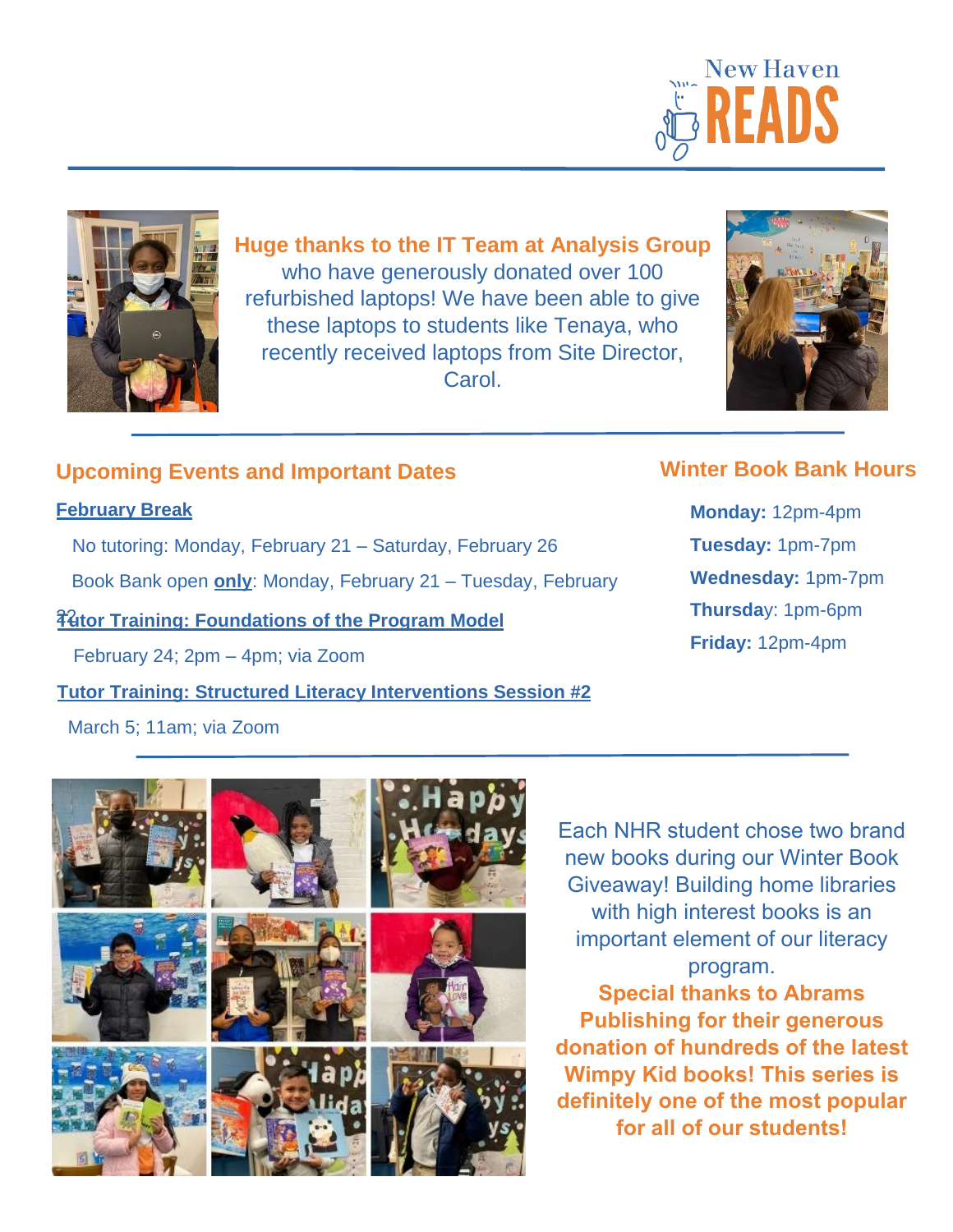**Huge thanks to the IT Team at Analysis Group** who have generously donated over 100 refurbished laptops! We have been able to give these laptops to students like Tenaya, who recently received laptops from Site Director, Carol.

## Upcoming Events and Important Dates

**February Break**

No tutoring: Monday, February 21 – Saturday, February 26

Book Bank open **only**: Monday, February 21 – Tuesday, February 22

**Tutor Training: Foundations of the Program Model**

February 24; 2pm – 4pm; via Zoom

**Tutor Training: Structured Literacy Interventions Session #2**

March 5; 11am; via Zoom

## Winter Book Bank Hours

**Monday:** 12pm-4pm

**Tuesday:** 1pm-7pm

**Wednesday:** 1pm-7pm

**Thursday:** 1pm-6pm

**Friday:** 12pm-4pm

Each NHR student chose two brand new books during our Winter Book Giveaway! Building home libraries with high interest books is an important element of our literacy program.

**Special thanks to Abrams Publishing for their generous donation of hundreds of the latest Wimpy Kid books! This series is definitely one of the most popular for all of our students!**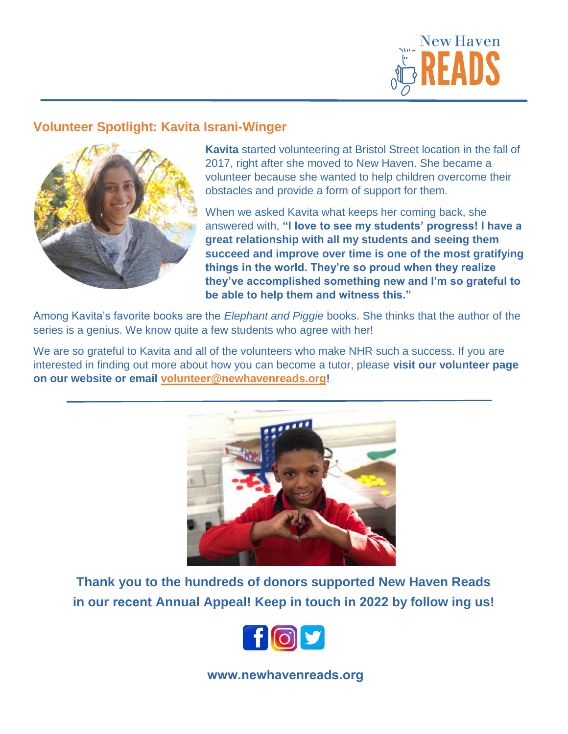## Volunteer Spotlight: Kavita Israni-Winger

**Kavita** started volunteering at Bristol Street location in the fall of 2017, right after she moved to New Haven. She became a volunteer because she wanted to help children overcome their obstacles and provide a form of support for them.

When we asked Kavita what keeps her coming back, she answered with, **"I love to see my students' progress! I have a great relationship with all my students and seeing them succeed and improve over time is one of the most gratifying things in the world. They're so proud when they realize they've accomplished something new and I'm so grateful to be able to help them and witness this."**

Among Kavita's favorite books are the *Elephant and Piggie* books. She thinks that the author of the series is a genius. We know quite a few students who agree with her!

We are so grateful to Kavita and all of the volunteers who make NHR such a success. If you are interested in finding out more about how you can become a tutor, please **visit our volunteer page on our website or email volunteer@newhavenreads.org!**

---

**Thank you to the hundreds of donors supported New Haven Reads in our recent Annual Appeal! Keep in touch in 2022 by follow ing us!**

**www.newhavenreads.org**